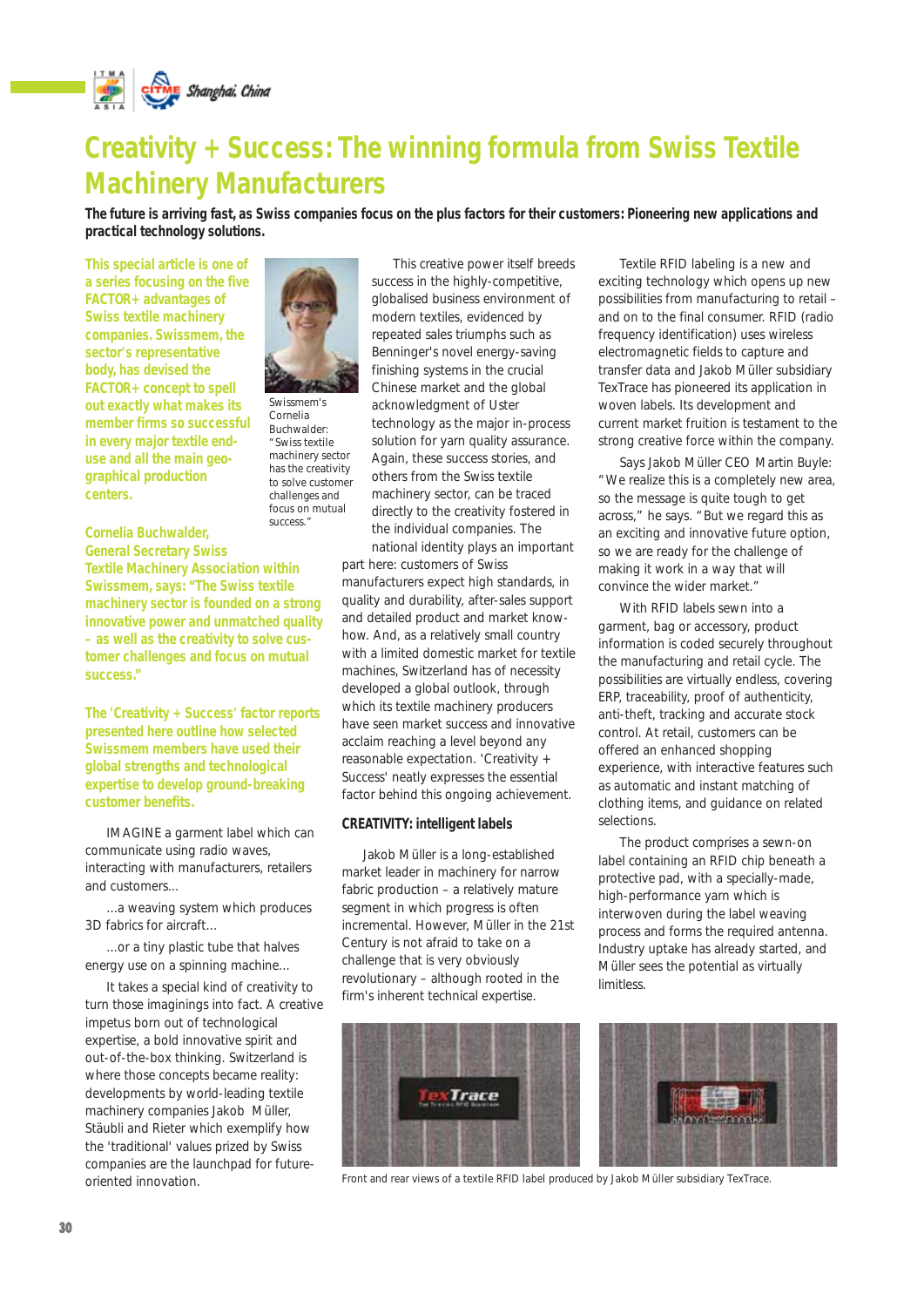# Creativity + Success: The winning formula from Swiss Textile Machinery Manufacturers

**The future is arriving fast, as Swiss companies focus on the plus factors for their customers: Pioneering new applications and practical technology solutions.**

**This special article is one of a series focusing on the five FACTOR+ advantages of Swiss textile machinery companies. Swissmem, the sector's representative body, has devised the FACTOR+ concept to spell out exactly what makes its member firms so successful in every major textile end-use and all the main geographical production centers.**

Swissmem's Cornelia Buchwalder: "Swiss textile machinery sector has the creativity to solve customer challenges and focus on mutual success."

**Cornelia Buchwalder, General Secretary Swiss Textile Machinery Association within Swissmem, says: "The Swiss textile machinery sector is founded on a strong innovative power and unmatched quality – as well as the creativity to solve customer challenges and focus on mutual success."**

**The 'Creativity + Success' factor reports presented here outline how selected Swissmem members have used their global strengths and technological expertise to develop ground-breaking customer benefits.**

IMAGINE a garment label which can communicate using radio waves, interacting with manufacturers, retailers and customers...

...a weaving system which produces 3D fabrics for aircraft...

...or a tiny plastic tube that halves energy use on a spinning machine...

It takes a special kind of creativity to turn those imaginings into fact. A creative impetus born out of technological expertise, a bold innovative spirit and out-of-the-box thinking. Switzerland is where those concepts became reality: developments by world-leading textile machinery companies Jakob Müller, Stäubli and Rieter which exemplify how the 'traditional' values prized by Swiss companies are the launchpad for future-oriented innovation.

This creative power itself breeds success in the highly-competitive, globalised business environment of modern textiles, evidenced by repeated sales triumphs such as Benninger's novel energy-saving finishing systems in the crucial Chinese market and the global acknowledgment of Uster technology as the major in-process solution for yarn quality assurance. Again, these success stories, and others from the Swiss textile machinery sector, can be traced directly to the creativity fostered in the individual companies. The national identity plays an important part here: customers of Swiss manufacturers expect high standards, in quality and durability, after-sales support and detailed product and market know-how. And, as a relatively small country with a limited domestic market for textile machines, Switzerland has of necessity developed a global outlook, through which its textile machinery producers have seen market success and innovative acclaim reaching a level beyond any reasonable expectation. 'Creativity + Success' neatly expresses the essential factor behind this ongoing achievement.

## CREATIVITY: intelligent labels

Jakob Müller is a long-established market leader in machinery for narrow fabric production – a relatively mature segment in which progress is often incremental. However, Müller in the 21st Century is not afraid to take on a challenge that is very obviously revolutionary – although rooted in the firm's inherent technical expertise.

Textile RFID labeling is a new and exciting technology which opens up new possibilities from manufacturing to retail – and on to the final consumer. RFID (radio frequency identification) uses wireless electromagnetic fields to capture and transfer data and Jakob Müller subsidiary TexTrace has pioneered its application in woven labels. Its development and current market fruition is testament to the strong creative force within the company.

Says Jakob Müller CEO Martin Buyle: "We realize this is a completely new area, so the message is quite tough to get across," he says. "But we regard this as an exciting and innovative future option, so we are ready for the challenge of making it work in a way that will convince the wider market."

With RFID labels sewn into a garment, bag or accessory, product information is coded securely throughout the manufacturing and retail cycle. The possibilities are virtually endless, covering ERP, traceability, proof of authenticity, anti-theft, tracking and accurate stock control. At retail, customers can be offered an enhanced shopping experience, with interactive features such as automatic and instant matching of clothing items, and guidance on related selections.

The product comprises a sewn-on label containing an RFID chip beneath a protective pad, with a specially-made, high-performance yarn which is interwoven during the label weaving process and forms the required antenna. Industry uptake has already started, and Müller sees the potential as virtually limitless.

Front and rear views of a textile RFID label produced by Jakob Müller subsidiary TexTrace.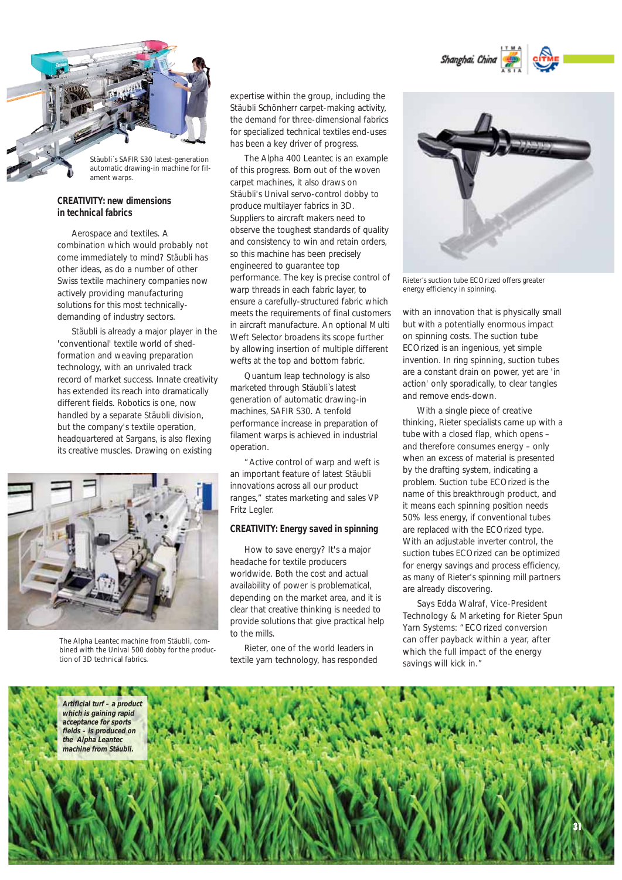Stäubli`s SAFIR S30 latest-generation automatic drawing-in machine for filament warps.

### CREATIVITY: new dimensions in technical fabrics

Aerospace and textiles. A combination which would probably not come immediately to mind? Stäubli has other ideas, as do a number of other Swiss textile machinery companies now actively providing manufacturing solutions for this most technically-demanding of industry sectors.

Stäubli is already a major player in the 'conventional' textile world of shed-formation and weaving preparation technology, with an unrivaled track record of market success. Innate creativity has extended its reach into dramatically different fields. Robotics is one, now handled by a separate Stäubli division, but the company's textile operation, headquartered at Sargans, is also flexing its creative muscles. Drawing on existing expertise within the group, including the Stäubli Schönherr carpet-making activity, the demand for three-dimensional fabrics for specialized technical textiles end-uses has been a key driver of progress.

The Alpha Leantec machine from Stäubli, combined with the Unival 500 dobby for the production of 3D technical fabrics.

The Alpha 400 Leantec is an example of this progress. Born out of the woven carpet machines, it also draws on Stäubli's Unival servo-control dobby to produce multilayer fabrics in 3D. Suppliers to aircraft makers need to observe the toughest standards of quality and consistency to win and retain orders, so this machine has been precisely engineered to guarantee top performance. The key is precise control of warp threads in each fabric layer, to ensure a carefully-structured fabric which meets the requirements of final customers in aircraft manufacture. An optional Multi Weft Selector broadens its scope further by allowing insertion of multiple different wefts at the top and bottom fabric.

Quantum leap technology is also marketed through Stäubli`s latest generation of automatic drawing-in machines, SAFIR S30. A tenfold performance increase in preparation of filament warps is achieved in industrial operation.

"Active control of warp and weft is an important feature of latest Stäubli innovations across all our product ranges," states marketing and sales VP Fritz Legler.

### CREATIVITY: Energy saved in spinning

How to save energy? It's a major headache for textile producers worldwide. Both the cost and actual availability of power is problematical, depending on the market area, and it is clear that creative thinking is needed to provide solutions that give practical help to the mills.

Rieter, one of the world leaders in textile yarn technology, has responded with an innovation that is physically small but with a potentially enormous impact on spinning costs. The suction tube ECOrized is an ingenious, yet simple invention. In ring spinning, suction tubes are a constant drain on power, yet are 'in action' only sporadically, to clear tangles and remove ends-down.

Rieter's suction tube ECOrized offers greater energy efficiency in spinning.

With a single piece of creative thinking, Rieter specialists came up with a tube with a closed flap, which opens – and therefore consumes energy – only when an excess of material is presented by the drafting system, indicating a problem. Suction tube ECOrized is the name of this breakthrough product, and it means each spinning position needs 50% less energy, if conventional tubes are replaced with the ECOrized type. With an adjustable inverter control, the suction tubes ECOrized can be optimized for energy savings and process efficiency, as many of Rieter's spinning mill partners are already discovering.

Says Edda Walraf, Vice-President Technology & Marketing for Rieter Spun Yarn Systems: "ECOrized conversion can offer payback within a year, after which the full impact of the energy savings will kick in."

***Artificial turf – a product which is gaining rapid acceptance for sports fields – is produced on the Alpha Leantec machine from Stäubli.***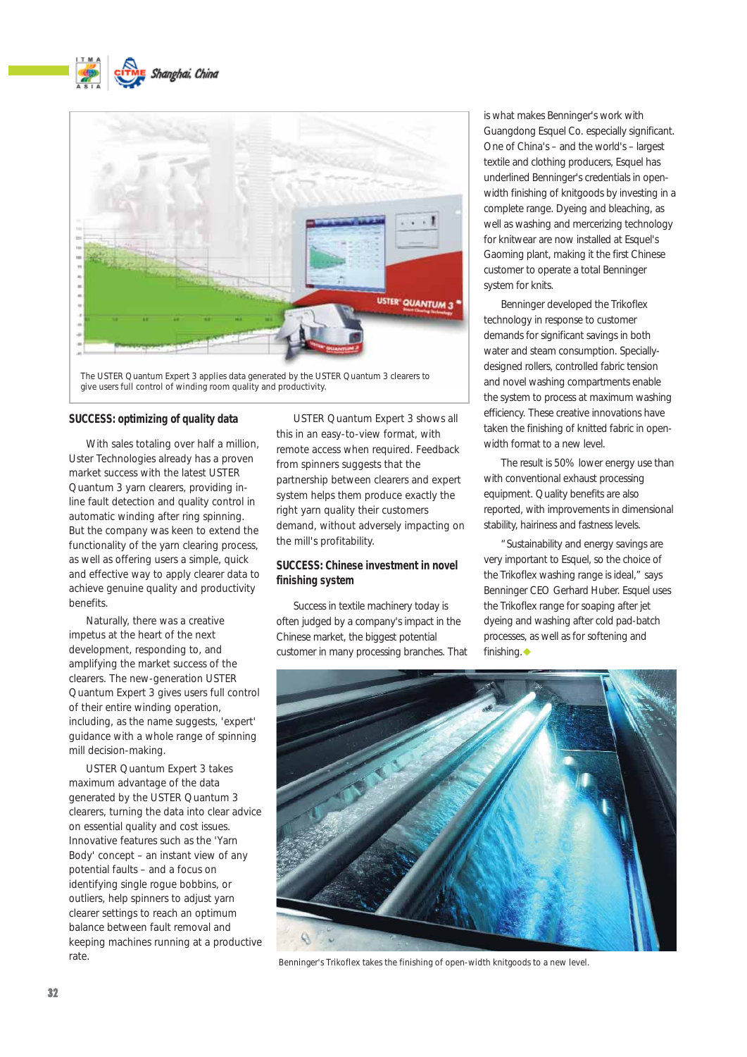The USTER Quantum Expert 3 applies data generated by the USTER Quantum 3 clearers to give users full control of winding room quality and productivity.

## SUCCESS: optimizing of quality data

With sales totaling over half a million, Uster Technologies already has a proven market success with the latest USTER Quantum 3 yarn clearers, providing in-line fault detection and quality control in automatic winding after ring spinning. But the company was keen to extend the functionality of the yarn clearing process, as well as offering users a simple, quick and effective way to apply clearer data to achieve genuine quality and productivity benefits.

Naturally, there was a creative impetus at the heart of the next development, responding to, and amplifying the market success of the clearers. The new-generation USTER Quantum Expert 3 gives users full control of their entire winding operation, including, as the name suggests, 'expert' guidance with a whole range of spinning mill decision-making.

USTER Quantum Expert 3 takes maximum advantage of the data generated by the USTER Quantum 3 clearers, turning the data into clear advice on essential quality and cost issues. Innovative features such as the 'Yarn Body' concept – an instant view of any potential faults – and a focus on identifying single rogue bobbins, or outliers, help spinners to adjust yarn clearer settings to reach an optimum balance between fault removal and keeping machines running at a productive rate.

USTER Quantum Expert 3 shows all this in an easy-to-view format, with remote access when required. Feedback from spinners suggests that the partnership between clearers and expert system helps them produce exactly the right yarn quality their customers demand, without adversely impacting on the mill's profitability.

## SUCCESS: Chinese investment in novel finishing system

Success in textile machinery today is often judged by a company's impact in the Chinese market, the biggest potential customer in many processing branches. That is what makes Benninger's work with Guangdong Esquel Co. especially significant. One of China's – and the world's – largest textile and clothing producers, Esquel has underlined Benninger's credentials in open-width finishing of knitgoods by investing in a complete range. Dyeing and bleaching, as well as washing and mercerizing technology for knitwear are now installed at Esquel's Gaoming plant, making it the first Chinese customer to operate a total Benninger system for knits.

Benninger developed the Trikoflex technology in response to customer demands for significant savings in both water and steam consumption. Specially-designed rollers, controlled fabric tension and novel washing compartments enable the system to process at maximum washing efficiency. These creative innovations have taken the finishing of knitted fabric in open-width format to a new level.

The result is 50% lower energy use than with conventional exhaust processing equipment. Quality benefits are also reported, with improvements in dimensional stability, hairiness and fastness levels.

"Sustainability and energy savings are very important to Esquel, so the choice of the Trikoflex washing range is ideal," says Benninger CEO Gerhard Huber. Esquel uses the Trikoflex range for soaping after jet dyeing and washing after cold pad-batch processes, as well as for softening and finishing.

Benninger's Trikoflex takes the finishing of open-width knitgoods to a new level.